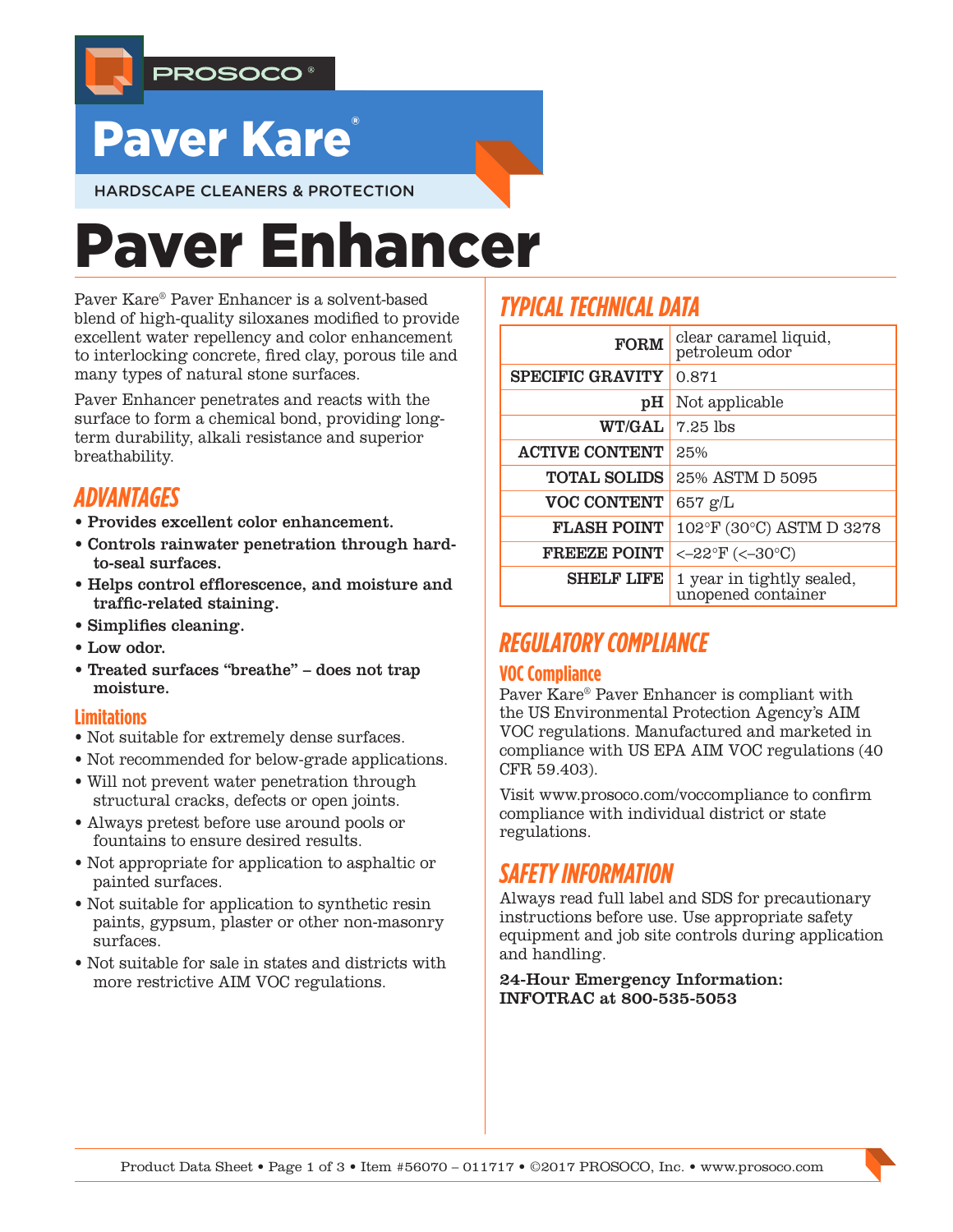PROSOCO®

# Paver Kare®

HARDSCAPE CLEANERS & PROTECTION

# Paver Enhancer

Paver Kare® Paver Enhancer is a solvent-based blend of high-quality siloxanes modified to provide excellent water repellency and color enhancement to interlocking concrete, fired clay, porous tile and many types of natural stone surfaces.

Paver Enhancer penetrates and reacts with the surface to form a chemical bond, providing long-term durability, alkali resistance and superior breathability.

## ADVANTAGES

- **Provides excellent color enhancement.**
- **Controls rainwater penetration through hard-to-seal surfaces.**
- **Helps control efflorescence, and moisture and traffic-related staining.**
- **Simplifies cleaning.**
- **Low odor.**
- **Treated surfaces "breathe" – does not trap moisture.**

### Limitations

- Not suitable for extremely dense surfaces.
- Not recommended for below-grade applications.
- Will not prevent water penetration through structural cracks, defects or open joints.
- Always pretest before use around pools or fountains to ensure desired results.
- Not appropriate for application to asphaltic or painted surfaces.
- Not suitable for application to synthetic resin paints, gypsum, plaster or other non-masonry surfaces.
- Not suitable for sale in states and districts with more restrictive AIM VOC regulations.

## TYPICAL TECHNICAL DATA

| | |
|---|---|
| **FORM** | clear caramel liquid, petroleum odor |
| **SPECIFIC GRAVITY** | 0.871 |
| **pH** | Not applicable |
| **WT/GAL** | 7.25 lbs |
| **ACTIVE CONTENT** | 25% |
| **TOTAL SOLIDS** | 25% ASTM D 5095 |
| **VOC CONTENT** | 657 g/L |
| **FLASH POINT** | 102°F (30°C) ASTM D 3278 |
| **FREEZE POINT** | <–22°F (<–30°C) |
| **SHELF LIFE** | 1 year in tightly sealed, unopened container |

## REGULATORY COMPLIANCE

### VOC Compliance

Paver Kare® Paver Enhancer is compliant with the US Environmental Protection Agency's AIM VOC regulations. Manufactured and marketed in compliance with US EPA AIM VOC regulations (40 CFR 59.403).

Visit www.prosoco.com/voccompliance to confirm compliance with individual district or state regulations.

## SAFETY INFORMATION

Always read full label and SDS for precautionary instructions before use. Use appropriate safety equipment and job site controls during application and handling.

**24-Hour Emergency Information: INFOTRAC at 800-535-5053**

Product Data Sheet • Page 1 of 3 • Item #56070 – 011717 • ©2017 PROSOCO, Inc. • www.prosoco.com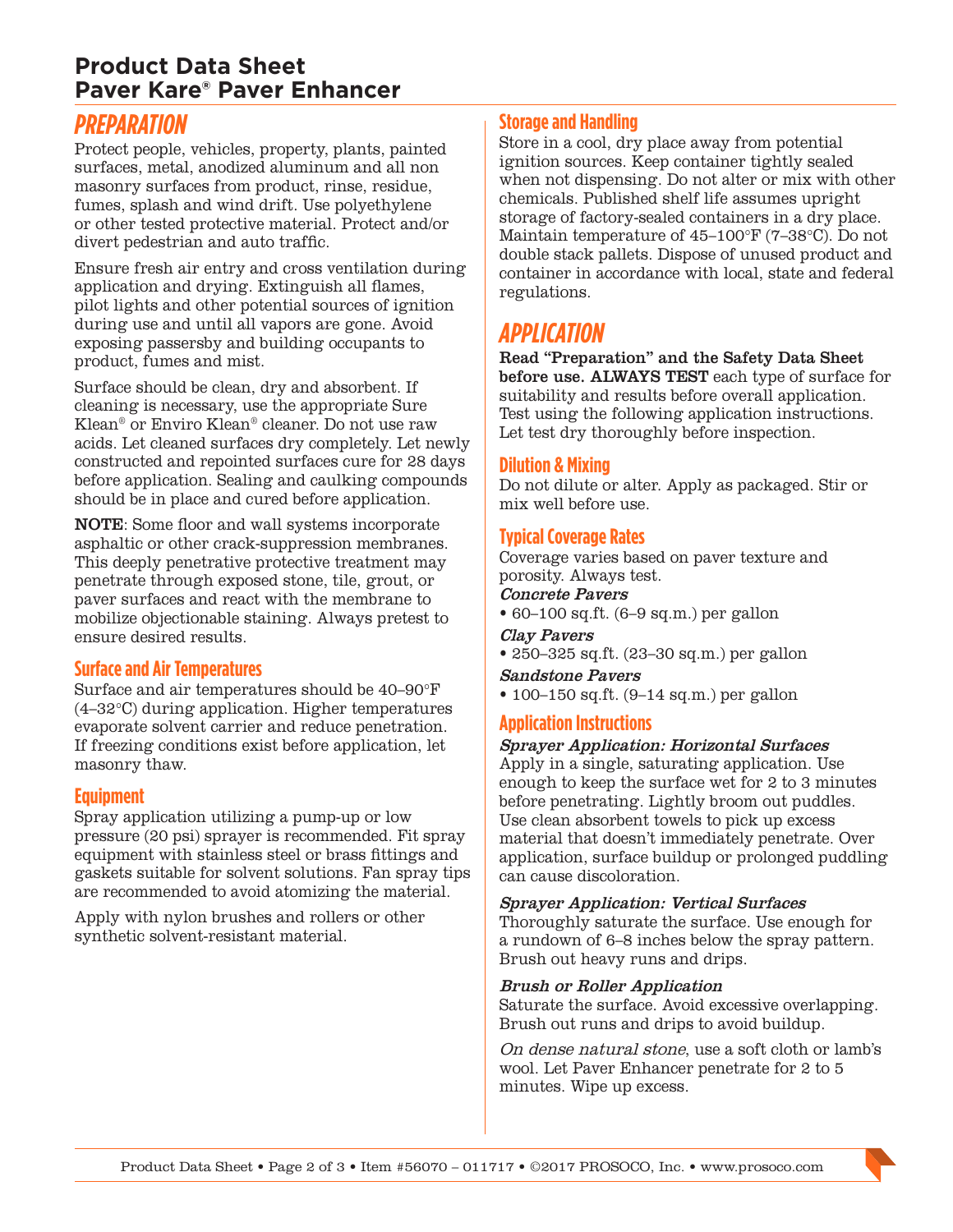# Product Data Sheet
# Paver Kare® Paver Enhancer

## PREPARATION

Protect people, vehicles, property, plants, painted surfaces, metal, anodized aluminum and all non masonry surfaces from product, rinse, residue, fumes, splash and wind drift. Use polyethylene or other tested protective material. Protect and/or divert pedestrian and auto traffic.

Ensure fresh air entry and cross ventilation during application and drying. Extinguish all flames, pilot lights and other potential sources of ignition during use and until all vapors are gone. Avoid exposing passersby and building occupants to product, fumes and mist.

Surface should be clean, dry and absorbent. If cleaning is necessary, use the appropriate Sure Klean® or Enviro Klean® cleaner. Do not use raw acids. Let cleaned surfaces dry completely. Let newly constructed and repointed surfaces cure for 28 days before application. Sealing and caulking compounds should be in place and cured before application.

**NOTE**: Some floor and wall systems incorporate asphaltic or other crack-suppression membranes. This deeply penetrative protective treatment may penetrate through exposed stone, tile, grout, or paver surfaces and react with the membrane to mobilize objectionable staining. Always pretest to ensure desired results.

### Surface and Air Temperatures

Surface and air temperatures should be 40–90°F (4–32°C) during application. Higher temperatures evaporate solvent carrier and reduce penetration. If freezing conditions exist before application, let masonry thaw.

### Equipment

Spray application utilizing a pump-up or low pressure (20 psi) sprayer is recommended. Fit spray equipment with stainless steel or brass fittings and gaskets suitable for solvent solutions. Fan spray tips are recommended to avoid atomizing the material.

Apply with nylon brushes and rollers or other synthetic solvent-resistant material.

### Storage and Handling

Store in a cool, dry place away from potential ignition sources. Keep container tightly sealed when not dispensing. Do not alter or mix with other chemicals. Published shelf life assumes upright storage of factory-sealed containers in a dry place. Maintain temperature of 45–100°F (7–38°C). Do not double stack pallets. Dispose of unused product and container in accordance with local, state and federal regulations.

## APPLICATION

**Read "Preparation" and the Safety Data Sheet before use. ALWAYS TEST** each type of surface for suitability and results before overall application. Test using the following application instructions. Let test dry thoroughly before inspection.

### Dilution & Mixing

Do not dilute or alter. Apply as packaged. Stir or mix well before use.

### Typical Coverage Rates

Coverage varies based on paver texture and porosity. Always test.

***Concrete Pavers***

- 60–100 sq.ft. (6–9 sq.m.) per gallon

***Clay Pavers***

- 250–325 sq.ft. (23–30 sq.m.) per gallon

***Sandstone Pavers***

- 100–150 sq.ft. (9–14 sq.m.) per gallon

### Application Instructions

***Sprayer Application: Horizontal Surfaces***

Apply in a single, saturating application. Use enough to keep the surface wet for 2 to 3 minutes before penetrating. Lightly broom out puddles. Use clean absorbent towels to pick up excess material that doesn't immediately penetrate. Over application, surface buildup or prolonged puddling can cause discoloration.

***Sprayer Application: Vertical Surfaces***

Thoroughly saturate the surface. Use enough for a rundown of 6–8 inches below the spray pattern. Brush out heavy runs and drips.

***Brush or Roller Application***

Saturate the surface. Avoid excessive overlapping. Brush out runs and drips to avoid buildup.

*On dense natural stone*, use a soft cloth or lamb's wool. Let Paver Enhancer penetrate for 2 to 5 minutes. Wipe up excess.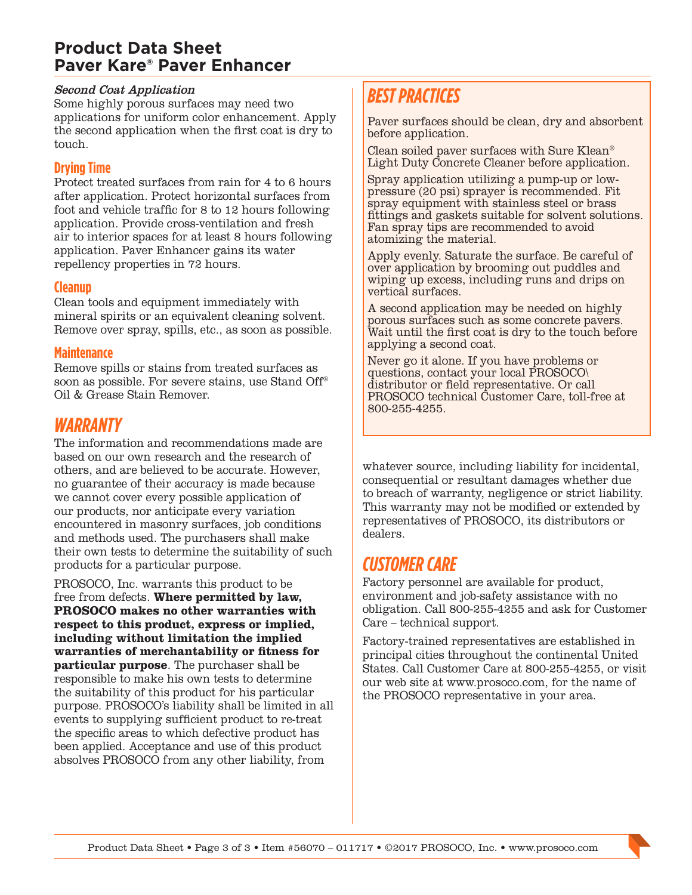*Second Coat Application*

Some highly porous surfaces may need two applications for uniform color enhancement. Apply the second application when the first coat is dry to touch.

## Drying Time

Protect treated surfaces from rain for 4 to 6 hours after application. Protect horizontal surfaces from foot and vehicle traffic for 8 to 12 hours following application. Provide cross-ventilation and fresh air to interior spaces for at least 8 hours following application. Paver Enhancer gains its water repellency properties in 72 hours.

## Cleanup

Clean tools and equipment immediately with mineral spirits or an equivalent cleaning solvent. Remove over spray, spills, etc., as soon as possible.

## Maintenance

Remove spills or stains from treated surfaces as soon as possible. For severe stains, use Stand Off® Oil & Grease Stain Remover.

# WARRANTY

The information and recommendations made are based on our own research and the research of others, and are believed to be accurate. However, no guarantee of their accuracy is made because we cannot cover every possible application of our products, nor anticipate every variation encountered in masonry surfaces, job conditions and methods used. The purchasers shall make their own tests to determine the suitability of such products for a particular purpose.

PROSOCO, Inc. warrants this product to be free from defects. **Where permitted by law, PROSOCO makes no other warranties with respect to this product, express or implied, including without limitation the implied warranties of merchantability or fitness for particular purpose**. The purchaser shall be responsible to make his own tests to determine the suitability of this product for his particular purpose. PROSOCO's liability shall be limited in all events to supplying sufficient product to re-treat the specific areas to which defective product has been applied. Acceptance and use of this product absolves PROSOCO from any other liability, from whatever source, including liability for incidental, consequential or resultant damages whether due to breach of warranty, negligence or strict liability. This warranty may not be modified or extended by representatives of PROSOCO, its distributors or dealers.

# BEST PRACTICES

Paver surfaces should be clean, dry and absorbent before application.

Clean soiled paver surfaces with Sure Klean® Light Duty Concrete Cleaner before application.

Spray application utilizing a pump-up or low-pressure (20 psi) sprayer is recommended. Fit spray equipment with stainless steel or brass fittings and gaskets suitable for solvent solutions. Fan spray tips are recommended to avoid atomizing the material.

Apply evenly. Saturate the surface. Be careful of over application by brooming out puddles and wiping up excess, including runs and drips on vertical surfaces.

A second application may be needed on highly porous surfaces such as some concrete pavers. Wait until the first coat is dry to the touch before applying a second coat.

Never go it alone. If you have problems or questions, contact your local PROSOCO\ distributor or field representative. Or call PROSOCO technical Customer Care, toll-free at 800-255-4255.

# CUSTOMER CARE

Factory personnel are available for product, environment and job-safety assistance with no obligation. Call 800-255-4255 and ask for Customer Care – technical support.

Factory-trained representatives are established in principal cities throughout the continental United States. Call Customer Care at 800-255-4255, or visit our web site at www.prosoco.com, for the name of the PROSOCO representative in your area.